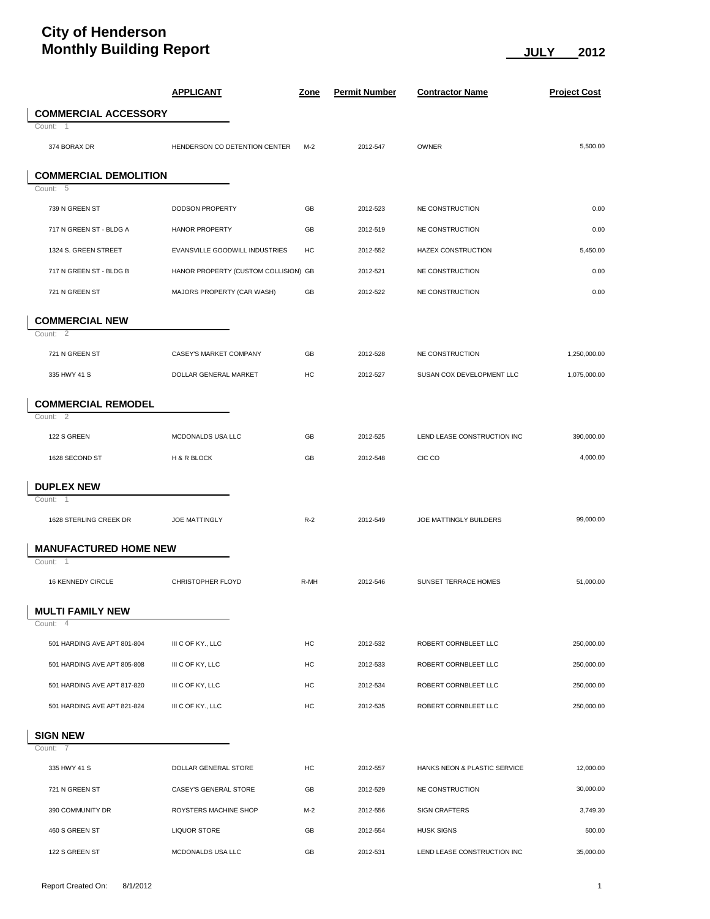# City of Henderson
# Monthly Building Report

**JULY 2012**

| | APPLICANT | Zone | Permit Number | Contractor Name | Project Cost |
|---|---|---|---|---|---|
| **COMMERCIAL ACCESSORY** | | | | | |
| Count: 1 | | | | | |
| 374 BORAX DR | HENDERSON CO DETENTION CENTER | M-2 | 2012-547 | OWNER | 5,500.00 |
| **COMMERCIAL DEMOLITION** | | | | | |
| Count: 5 | | | | | |
| 739 N GREEN ST | DODSON PROPERTY | GB | 2012-523 | NE CONSTRUCTION | 0.00 |
| 717 N GREEN ST - BLDG A | HANOR PROPERTY | GB | 2012-519 | NE CONSTRUCTION | 0.00 |
| 1324 S. GREEN STREET | EVANSVILLE GOODWILL INDUSTRIES | HC | 2012-552 | HAZEX CONSTRUCTION | 5,450.00 |
| 717 N GREEN ST - BLDG B | HANOR PROPERTY (CUSTOM COLLISION) | GB | 2012-521 | NE CONSTRUCTION | 0.00 |
| 721 N GREEN ST | MAJORS PROPERTY (CAR WASH) | GB | 2012-522 | NE CONSTRUCTION | 0.00 |
| **COMMERCIAL NEW** | | | | | |
| Count: 2 | | | | | |
| 721 N GREEN ST | CASEY'S MARKET COMPANY | GB | 2012-528 | NE CONSTRUCTION | 1,250,000.00 |
| 335 HWY 41 S | DOLLAR GENERAL MARKET | HC | 2012-527 | SUSAN COX DEVELOPMENT LLC | 1,075,000.00 |
| **COMMERCIAL REMODEL** | | | | | |
| Count: 2 | | | | | |
| 122 S GREEN | MCDONALDS USA LLC | GB | 2012-525 | LEND LEASE CONSTRUCTION INC | 390,000.00 |
| 1628 SECOND ST | H & R BLOCK | GB | 2012-548 | CIC CO | 4,000.00 |
| **DUPLEX NEW** | | | | | |
| Count: 1 | | | | | |
| 1628 STERLING CREEK DR | JOE MATTINGLY | R-2 | 2012-549 | JOE MATTINGLY BUILDERS | 99,000.00 |
| **MANUFACTURED HOME NEW** | | | | | |
| Count: 1 | | | | | |
| 16 KENNEDY CIRCLE | CHRISTOPHER FLOYD | R-MH | 2012-546 | SUNSET TERRACE HOMES | 51,000.00 |
| **MULTI FAMILY NEW** | | | | | |
| Count: 4 | | | | | |
| 501 HARDING AVE APT 801-804 | III C OF KY., LLC | HC | 2012-532 | ROBERT CORNBLEET LLC | 250,000.00 |
| 501 HARDING AVE APT 805-808 | III C OF KY, LLC | HC | 2012-533 | ROBERT CORNBLEET LLC | 250,000.00 |
| 501 HARDING AVE APT 817-820 | III C OF KY, LLC | HC | 2012-534 | ROBERT CORNBLEET LLC | 250,000.00 |
| 501 HARDING AVE APT 821-824 | III C OF KY., LLC | HC | 2012-535 | ROBERT CORNBLEET LLC | 250,000.00 |
| **SIGN NEW** | | | | | |
| Count: 7 | | | | | |
| 335 HWY 41 S | DOLLAR GENERAL STORE | HC | 2012-557 | HANKS NEON & PLASTIC SERVICE | 12,000.00 |
| 721 N GREEN ST | CASEY'S GENERAL STORE | GB | 2012-529 | NE CONSTRUCTION | 30,000.00 |
| 390 COMMUNITY DR | ROYSTERS MACHINE SHOP | M-2 | 2012-556 | SIGN CRAFTERS | 3,749.30 |
| 460 S GREEN ST | LIQUOR STORE | GB | 2012-554 | HUSK SIGNS | 500.00 |
| 122 S GREEN ST | MCDONALDS USA LLC | GB | 2012-531 | LEND LEASE CONSTRUCTION INC | 35,000.00 |

Report Created On: 8/1/2012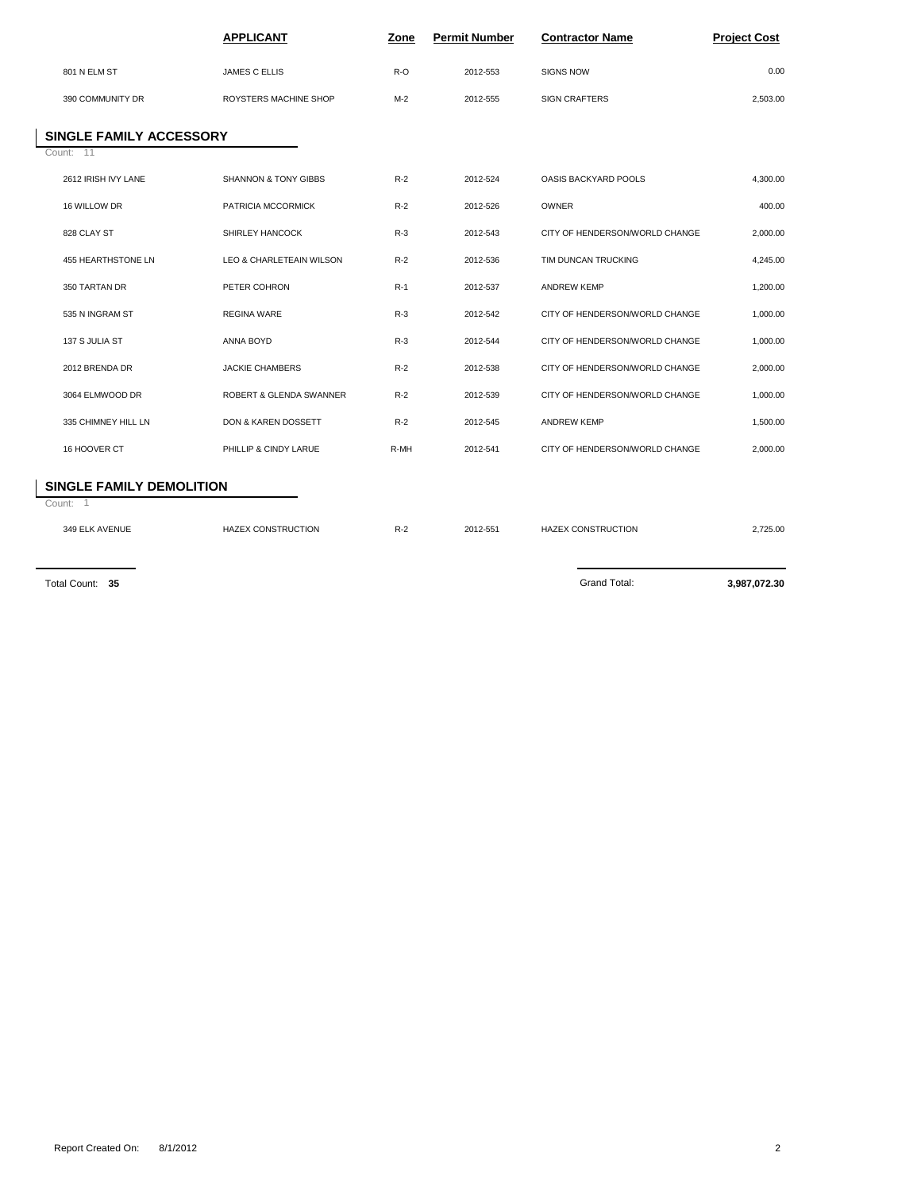| | APPLICANT | Zone | Permit Number | Contractor Name | Project Cost |
|---|---|---|---|---|---|
| 801 N ELM ST | JAMES C ELLIS | R-O | 2012-553 | SIGNS NOW | 0.00 |
| 390 COMMUNITY DR | ROYSTERS MACHINE SHOP | M-2 | 2012-555 | SIGN CRAFTERS | 2,503.00 |

## SINGLE FAMILY ACCESSORY

Count: 11

| | | | | | |
|---|---|---|---|---|---|
| 2612 IRISH IVY LANE | SHANNON & TONY GIBBS | R-2 | 2012-524 | OASIS BACKYARD POOLS | 4,300.00 |
| 16 WILLOW DR | PATRICIA MCCORMICK | R-2 | 2012-526 | OWNER | 400.00 |
| 828 CLAY ST | SHIRLEY HANCOCK | R-3 | 2012-543 | CITY OF HENDERSON/WORLD CHANGE | 2,000.00 |
| 455 HEARTHSTONE LN | LEO & CHARLETEAIN WILSON | R-2 | 2012-536 | TIM DUNCAN TRUCKING | 4,245.00 |
| 350 TARTAN DR | PETER COHRON | R-1 | 2012-537 | ANDREW KEMP | 1,200.00 |
| 535 N INGRAM ST | REGINA WARE | R-3 | 2012-542 | CITY OF HENDERSON/WORLD CHANGE | 1,000.00 |
| 137 S JULIA ST | ANNA BOYD | R-3 | 2012-544 | CITY OF HENDERSON/WORLD CHANGE | 1,000.00 |
| 2012 BRENDA DR | JACKIE CHAMBERS | R-2 | 2012-538 | CITY OF HENDERSON/WORLD CHANGE | 2,000.00 |
| 3064 ELMWOOD DR | ROBERT & GLENDA SWANNER | R-2 | 2012-539 | CITY OF HENDERSON/WORLD CHANGE | 1,000.00 |
| 335 CHIMNEY HILL LN | DON & KAREN DOSSETT | R-2 | 2012-545 | ANDREW KEMP | 1,500.00 |
| 16 HOOVER CT | PHILLIP & CINDY LARUE | R-MH | 2012-541 | CITY OF HENDERSON/WORLD CHANGE | 2,000.00 |

## SINGLE FAMILY DEMOLITION

Count: 1

| | | | | | |
|---|---|---|---|---|---|
| 349 ELK AVENUE | HAZEX CONSTRUCTION | R-2 | 2012-551 | HAZEX CONSTRUCTION | 2,725.00 |

Total Count: **35**

Grand Total: **3,987,072.30**

Report Created On: 8/1/2012